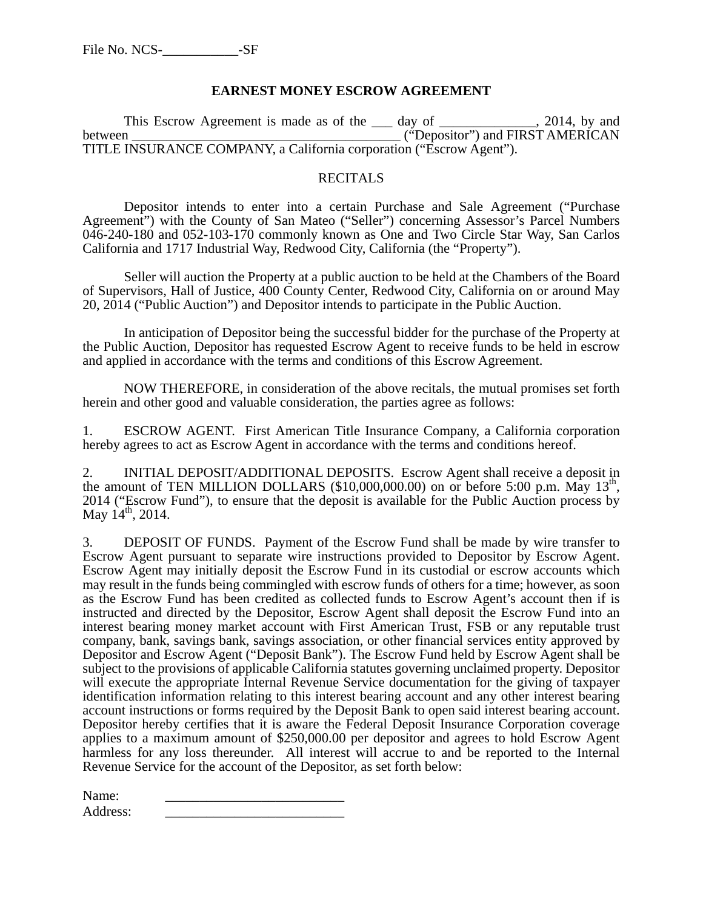File No. NCS-___________-SF

# EARNEST MONEY ESCROW AGREEMENT

This Escrow Agreement is made as of the ___ day of ______________, 2014, by and between _______________________________________ ("Depositor") and FIRST AMERICAN TITLE INSURANCE COMPANY, a California corporation ("Escrow Agent").

## RECITALS

Depositor intends to enter into a certain Purchase and Sale Agreement ("Purchase Agreement") with the County of San Mateo ("Seller") concerning Assessor's Parcel Numbers 046-240-180 and 052-103-170 commonly known as One and Two Circle Star Way, San Carlos California and 1717 Industrial Way, Redwood City, California (the "Property").

Seller will auction the Property at a public auction to be held at the Chambers of the Board of Supervisors, Hall of Justice, 400 County Center, Redwood City, California on or around May 20, 2014 ("Public Auction") and Depositor intends to participate in the Public Auction.

In anticipation of Depositor being the successful bidder for the purchase of the Property at the Public Auction, Depositor has requested Escrow Agent to receive funds to be held in escrow and applied in accordance with the terms and conditions of this Escrow Agreement.

NOW THEREFORE, in consideration of the above recitals, the mutual promises set forth herein and other good and valuable consideration, the parties agree as follows:

1. ESCROW AGENT. First American Title Insurance Company, a California corporation hereby agrees to act as Escrow Agent in accordance with the terms and conditions hereof.

2. INITIAL DEPOSIT/ADDITIONAL DEPOSITS. Escrow Agent shall receive a deposit in the amount of TEN MILLION DOLLARS ($10,000,000.00) on or before 5:00 p.m. May 13th, 2014 ("Escrow Fund"), to ensure that the deposit is available for the Public Auction process by May 14th, 2014.

3. DEPOSIT OF FUNDS. Payment of the Escrow Fund shall be made by wire transfer to Escrow Agent pursuant to separate wire instructions provided to Depositor by Escrow Agent. Escrow Agent may initially deposit the Escrow Fund in its custodial or escrow accounts which may result in the funds being commingled with escrow funds of others for a time; however, as soon as the Escrow Fund has been credited as collected funds to Escrow Agent's account then if is instructed and directed by the Depositor, Escrow Agent shall deposit the Escrow Fund into an interest bearing money market account with First American Trust, FSB or any reputable trust company, bank, savings bank, savings association, or other financial services entity approved by Depositor and Escrow Agent ("Deposit Bank"). The Escrow Fund held by Escrow Agent shall be subject to the provisions of applicable California statutes governing unclaimed property. Depositor will execute the appropriate Internal Revenue Service documentation for the giving of taxpayer identification information relating to this interest bearing account and any other interest bearing account instructions or forms required by the Deposit Bank to open said interest bearing account. Depositor hereby certifies that it is aware the Federal Deposit Insurance Corporation coverage applies to a maximum amount of $250,000.00 per depositor and agrees to hold Escrow Agent harmless for any loss thereunder. All interest will accrue to and be reported to the Internal Revenue Service for the account of the Depositor, as set forth below:

Name: ___________________________

Address: ___________________________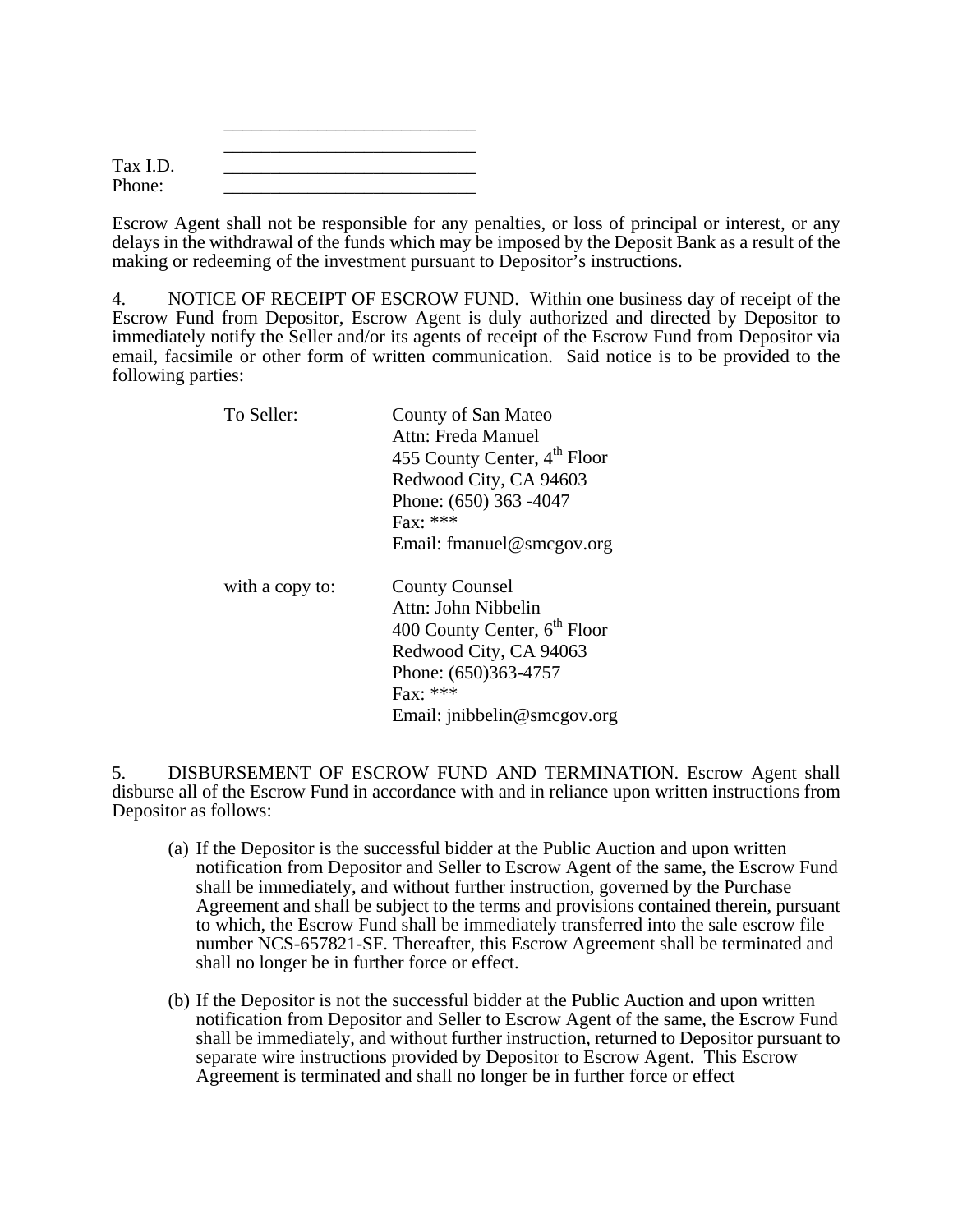\_\_\_\_\_\_\_\_\_\_\_\_\_\_\_\_\_\_\_\_\_\_\_\_\_\_\_

\_\_\_\_\_\_\_\_\_\_\_\_\_\_\_\_\_\_\_\_\_\_\_\_\_\_\_

Tax I.D. \_\_\_\_\_\_\_\_\_\_\_\_\_\_\_\_\_\_\_\_\_\_\_\_\_\_\_

Phone: \_\_\_\_\_\_\_\_\_\_\_\_\_\_\_\_\_\_\_\_\_\_\_\_\_\_\_

Escrow Agent shall not be responsible for any penalties, or loss of principal or interest, or any delays in the withdrawal of the funds which may be imposed by the Deposit Bank as a result of the making or redeeming of the investment pursuant to Depositor's instructions.

4. NOTICE OF RECEIPT OF ESCROW FUND. Within one business day of receipt of the Escrow Fund from Depositor, Escrow Agent is duly authorized and directed by Depositor to immediately notify the Seller and/or its agents of receipt of the Escrow Fund from Depositor via email, facsimile or other form of written communication. Said notice is to be provided to the following parties:

To Seller:
County of San Mateo
Attn: Freda Manuel
455 County Center, 4th Floor
Redwood City, CA 94603
Phone: (650) 363 -4047
Fax: ***
Email: fmanuel@smcgov.org

with a copy to:
County Counsel
Attn: John Nibbelin
400 County Center, 6th Floor
Redwood City, CA 94063
Phone: (650)363-4757
Fax: ***
Email: jnibbelin@smcgov.org

5. DISBURSEMENT OF ESCROW FUND AND TERMINATION. Escrow Agent shall disburse all of the Escrow Fund in accordance with and in reliance upon written instructions from Depositor as follows:

(a) If the Depositor is the successful bidder at the Public Auction and upon written notification from Depositor and Seller to Escrow Agent of the same, the Escrow Fund shall be immediately, and without further instruction, governed by the Purchase Agreement and shall be subject to the terms and provisions contained therein, pursuant to which, the Escrow Fund shall be immediately transferred into the sale escrow file number NCS-657821-SF. Thereafter, this Escrow Agreement shall be terminated and shall no longer be in further force or effect.

(b) If the Depositor is not the successful bidder at the Public Auction and upon written notification from Depositor and Seller to Escrow Agent of the same, the Escrow Fund shall be immediately, and without further instruction, returned to Depositor pursuant to separate wire instructions provided by Depositor to Escrow Agent. This Escrow Agreement is terminated and shall no longer be in further force or effect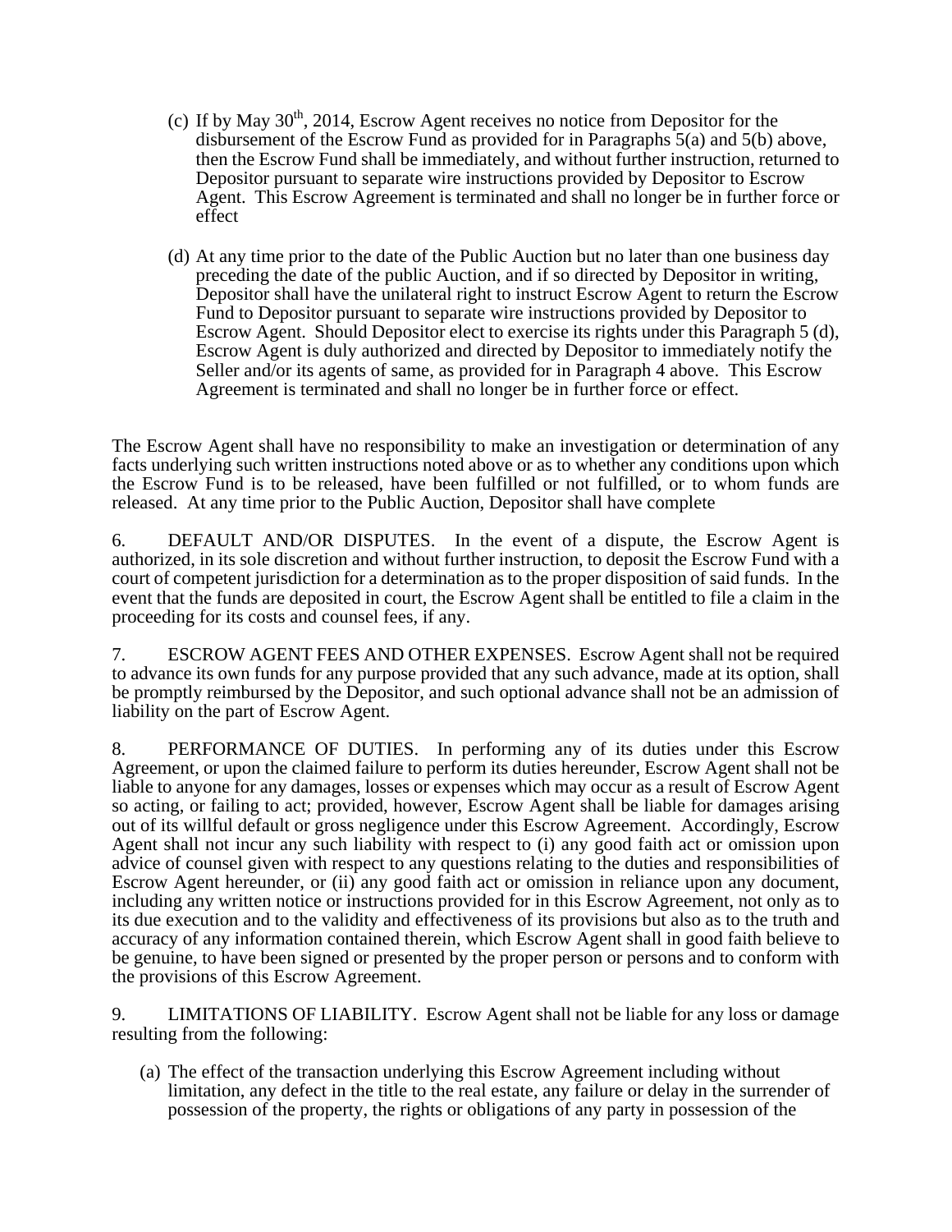(c) If by May 30th, 2014, Escrow Agent receives no notice from Depositor for the disbursement of the Escrow Fund as provided for in Paragraphs 5(a) and 5(b) above, then the Escrow Fund shall be immediately, and without further instruction, returned to Depositor pursuant to separate wire instructions provided by Depositor to Escrow Agent. This Escrow Agreement is terminated and shall no longer be in further force or effect

(d) At any time prior to the date of the Public Auction but no later than one business day preceding the date of the public Auction, and if so directed by Depositor in writing, Depositor shall have the unilateral right to instruct Escrow Agent to return the Escrow Fund to Depositor pursuant to separate wire instructions provided by Depositor to Escrow Agent. Should Depositor elect to exercise its rights under this Paragraph 5 (d), Escrow Agent is duly authorized and directed by Depositor to immediately notify the Seller and/or its agents of same, as provided for in Paragraph 4 above. This Escrow Agreement is terminated and shall no longer be in further force or effect.

The Escrow Agent shall have no responsibility to make an investigation or determination of any facts underlying such written instructions noted above or as to whether any conditions upon which the Escrow Fund is to be released, have been fulfilled or not fulfilled, or to whom funds are released. At any time prior to the Public Auction, Depositor shall have complete

6. DEFAULT AND/OR DISPUTES. In the event of a dispute, the Escrow Agent is authorized, in its sole discretion and without further instruction, to deposit the Escrow Fund with a court of competent jurisdiction for a determination as to the proper disposition of said funds. In the event that the funds are deposited in court, the Escrow Agent shall be entitled to file a claim in the proceeding for its costs and counsel fees, if any.

7. ESCROW AGENT FEES AND OTHER EXPENSES. Escrow Agent shall not be required to advance its own funds for any purpose provided that any such advance, made at its option, shall be promptly reimbursed by the Depositor, and such optional advance shall not be an admission of liability on the part of Escrow Agent.

8. PERFORMANCE OF DUTIES. In performing any of its duties under this Escrow Agreement, or upon the claimed failure to perform its duties hereunder, Escrow Agent shall not be liable to anyone for any damages, losses or expenses which may occur as a result of Escrow Agent so acting, or failing to act; provided, however, Escrow Agent shall be liable for damages arising out of its willful default or gross negligence under this Escrow Agreement. Accordingly, Escrow Agent shall not incur any such liability with respect to (i) any good faith act or omission upon advice of counsel given with respect to any questions relating to the duties and responsibilities of Escrow Agent hereunder, or (ii) any good faith act or omission in reliance upon any document, including any written notice or instructions provided for in this Escrow Agreement, not only as to its due execution and to the validity and effectiveness of its provisions but also as to the truth and accuracy of any information contained therein, which Escrow Agent shall in good faith believe to be genuine, to have been signed or presented by the proper person or persons and to conform with the provisions of this Escrow Agreement.

9. LIMITATIONS OF LIABILITY. Escrow Agent shall not be liable for any loss or damage resulting from the following:

(a) The effect of the transaction underlying this Escrow Agreement including without limitation, any defect in the title to the real estate, any failure or delay in the surrender of possession of the property, the rights or obligations of any party in possession of the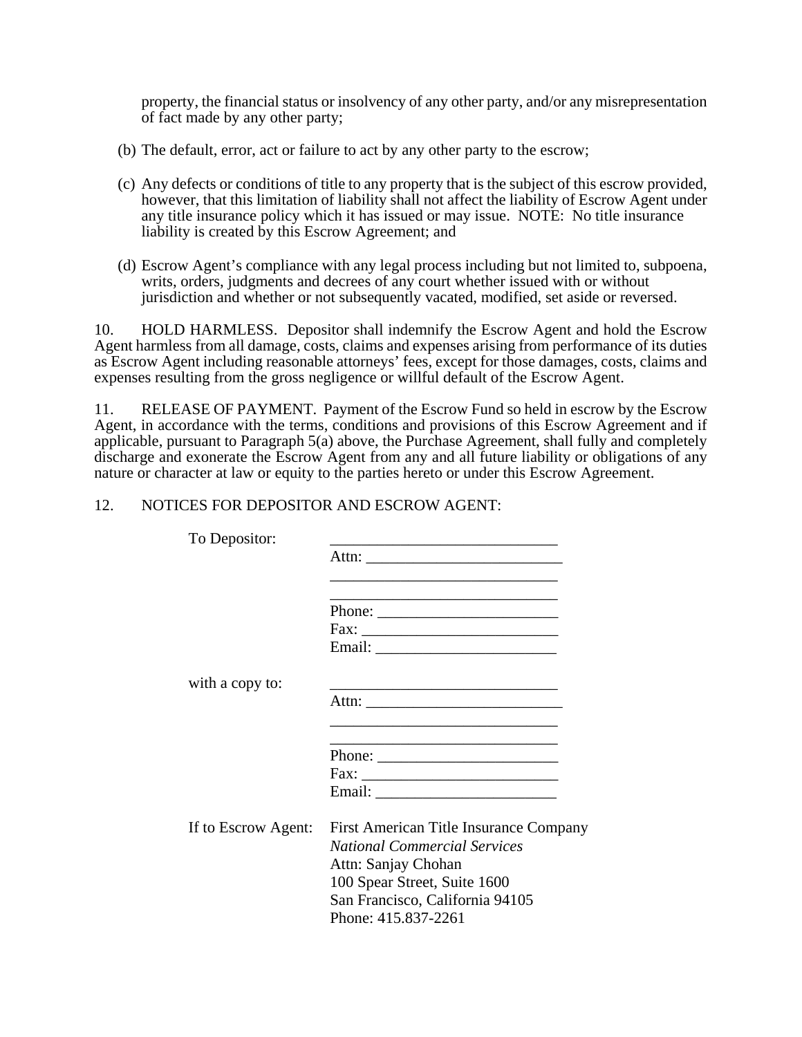property, the financial status or insolvency of any other party, and/or any misrepresentation of fact made by any other party;

(b) The default, error, act or failure to act by any other party to the escrow;

(c) Any defects or conditions of title to any property that is the subject of this escrow provided, however, that this limitation of liability shall not affect the liability of Escrow Agent under any title insurance policy which it has issued or may issue. NOTE: No title insurance liability is created by this Escrow Agreement; and

(d) Escrow Agent's compliance with any legal process including but not limited to, subpoena, writs, orders, judgments and decrees of any court whether issued with or without jurisdiction and whether or not subsequently vacated, modified, set aside or reversed.

10. HOLD HARMLESS. Depositor shall indemnify the Escrow Agent and hold the Escrow Agent harmless from all damage, costs, claims and expenses arising from performance of its duties as Escrow Agent including reasonable attorneys' fees, except for those damages, costs, claims and expenses resulting from the gross negligence or willful default of the Escrow Agent.

11. RELEASE OF PAYMENT. Payment of the Escrow Fund so held in escrow by the Escrow Agent, in accordance with the terms, conditions and provisions of this Escrow Agreement and if applicable, pursuant to Paragraph 5(a) above, the Purchase Agreement, shall fully and completely discharge and exonerate the Escrow Agent from any and all future liability or obligations of any nature or character at law or equity to the parties hereto or under this Escrow Agreement.

12. NOTICES FOR DEPOSITOR AND ESCROW AGENT:

To Depositor: ____________________________
Attn: ____________________________
____________________________
____________________________
Phone: ____________________________
Fax: ____________________________
Email: ____________________________

with a copy to: ____________________________
Attn: ____________________________
____________________________
____________________________
Phone: ____________________________
Fax: ____________________________
Email: ____________________________

If to Escrow Agent: First American Title Insurance Company
*National Commercial Services*
Attn: Sanjay Chohan
100 Spear Street, Suite 1600
San Francisco, California 94105
Phone: 415.837-2261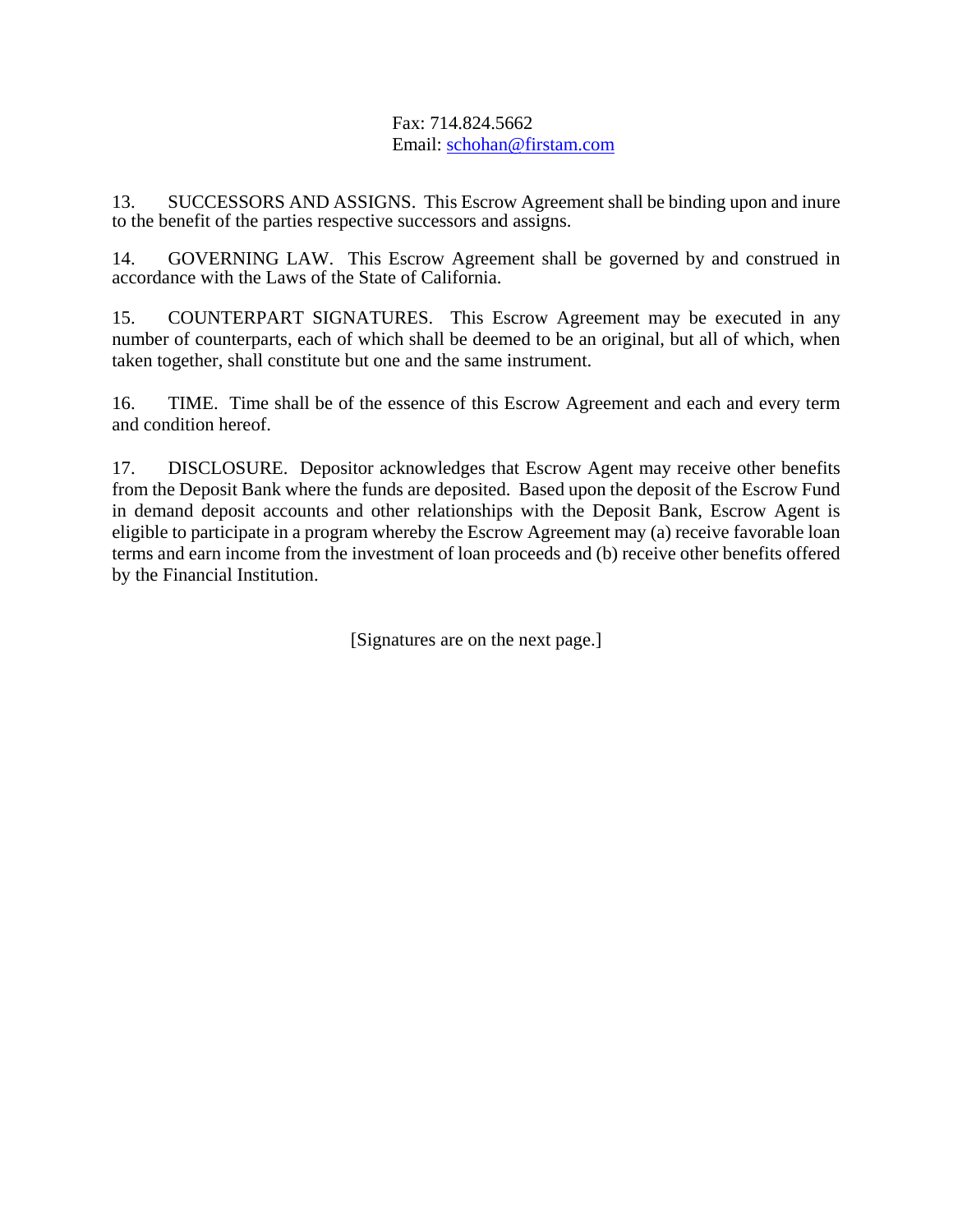Fax: 714.824.5662
Email: schohan@firstam.com

13. SUCCESSORS AND ASSIGNS. This Escrow Agreement shall be binding upon and inure to the benefit of the parties respective successors and assigns.

14. GOVERNING LAW. This Escrow Agreement shall be governed by and construed in accordance with the Laws of the State of California.

15. COUNTERPART SIGNATURES. This Escrow Agreement may be executed in any number of counterparts, each of which shall be deemed to be an original, but all of which, when taken together, shall constitute but one and the same instrument.

16. TIME. Time shall be of the essence of this Escrow Agreement and each and every term and condition hereof.

17. DISCLOSURE. Depositor acknowledges that Escrow Agent may receive other benefits from the Deposit Bank where the funds are deposited. Based upon the deposit of the Escrow Fund in demand deposit accounts and other relationships with the Deposit Bank, Escrow Agent is eligible to participate in a program whereby the Escrow Agreement may (a) receive favorable loan terms and earn income from the investment of loan proceeds and (b) receive other benefits offered by the Financial Institution.

[Signatures are on the next page.]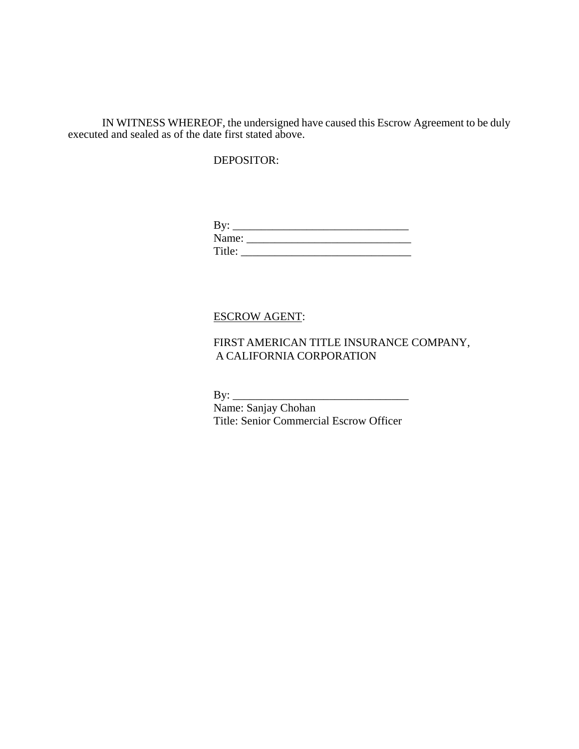IN WITNESS WHEREOF, the undersigned have caused this Escrow Agreement to be duly executed and sealed as of the date first stated above.

DEPOSITOR:

By: ______________________________
Name: _____________________________
Title: ______________________________

<u>ESCROW AGENT</u>:

FIRST AMERICAN TITLE INSURANCE COMPANY,
A CALIFORNIA CORPORATION

By: ______________________________
Name: Sanjay Chohan
Title: Senior Commercial Escrow Officer